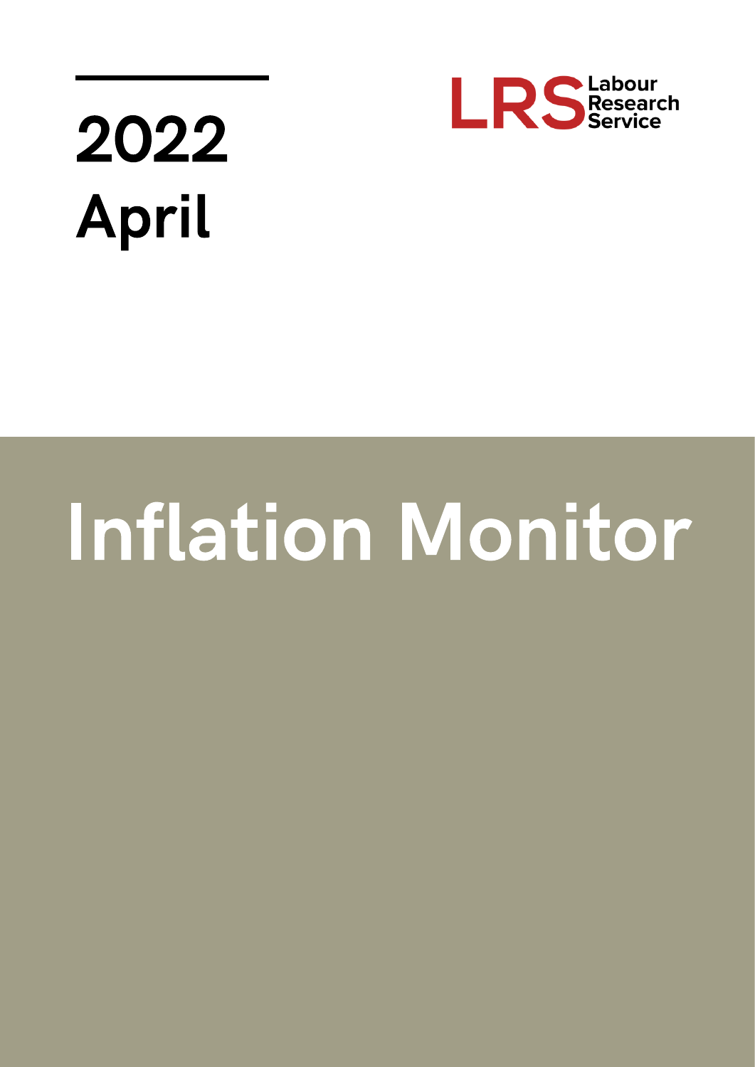# 2022

# April

LRS Labour Research Service

# Inflation Monitor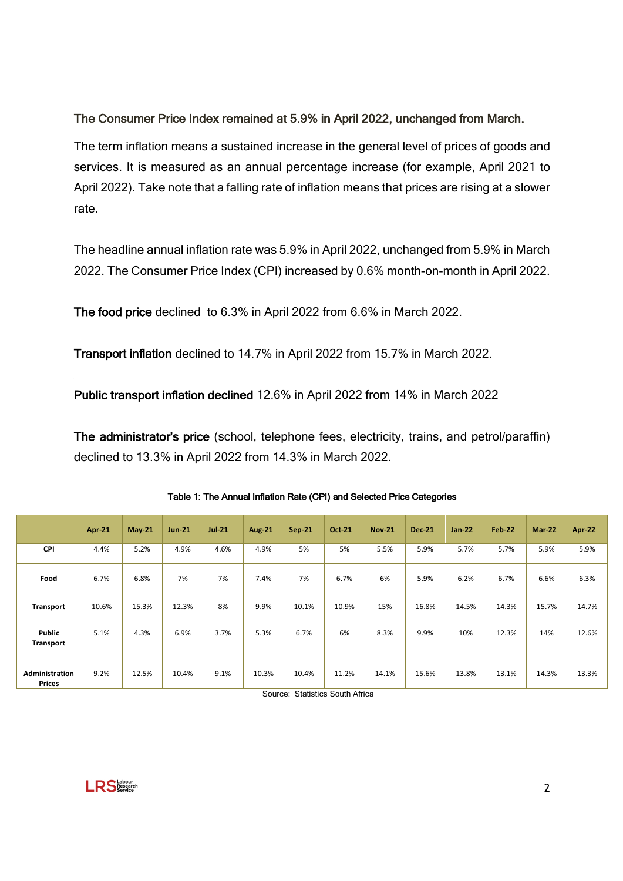## The Consumer Price Index remained at 5.9% in April 2022, unchanged from March.

The term inflation means a sustained increase in the general level of prices of goods and services. It is measured as an annual percentage increase (for example, April 2021 to April 2022). Take note that a falling rate of inflation means that prices are rising at a slower rate.

The headline annual inflation rate was 5.9% in April 2022, unchanged from 5.9% in March 2022. The Consumer Price Index (CPI) increased by 0.6% month-on-month in April 2022.

**The food price** declined to 6.3% in April 2022 from 6.6% in March 2022.

**Transport inflation** declined to 14.7% in April 2022 from 15.7% in March 2022.

**Public transport inflation declined** 12.6% in April 2022 from 14% in March 2022

**The administrator's price** (school, telephone fees, electricity, trains, and petrol/paraffin) declined to 13.3% in April 2022 from 14.3% in March 2022.

Table 1: The Annual Inflation Rate (CPI) and Selected Price Categories

| | Apr-21 | May-21 | Jun-21 | Jul-21 | Aug-21 | Sep-21 | Oct-21 | Nov-21 | Dec-21 | Jan-22 | Feb-22 | Mar-22 | Apr-22 |
|---|---|---|---|---|---|---|---|---|---|---|---|---|---|
| CPI | 4.4% | 5.2% | 4.9% | 4.6% | 4.9% | 5% | 5% | 5.5% | 5.9% | 5.7% | 5.7% | 5.9% | 5.9% |
| Food | 6.7% | 6.8% | 7% | 7% | 7.4% | 7% | 6.7% | 6% | 5.9% | 6.2% | 6.7% | 6.6% | 6.3% |
| Transport | 10.6% | 15.3% | 12.3% | 8% | 9.9% | 10.1% | 10.9% | 15% | 16.8% | 14.5% | 14.3% | 15.7% | 14.7% |
| Public Transport | 5.1% | 4.3% | 6.9% | 3.7% | 5.3% | 6.7% | 6% | 8.3% | 9.9% | 10% | 12.3% | 14% | 12.6% |
| Administration Prices | 9.2% | 12.5% | 10.4% | 9.1% | 10.3% | 10.4% | 11.2% | 14.1% | 15.6% | 13.8% | 13.1% | 14.3% | 13.3% |

Source: Statistics South Africa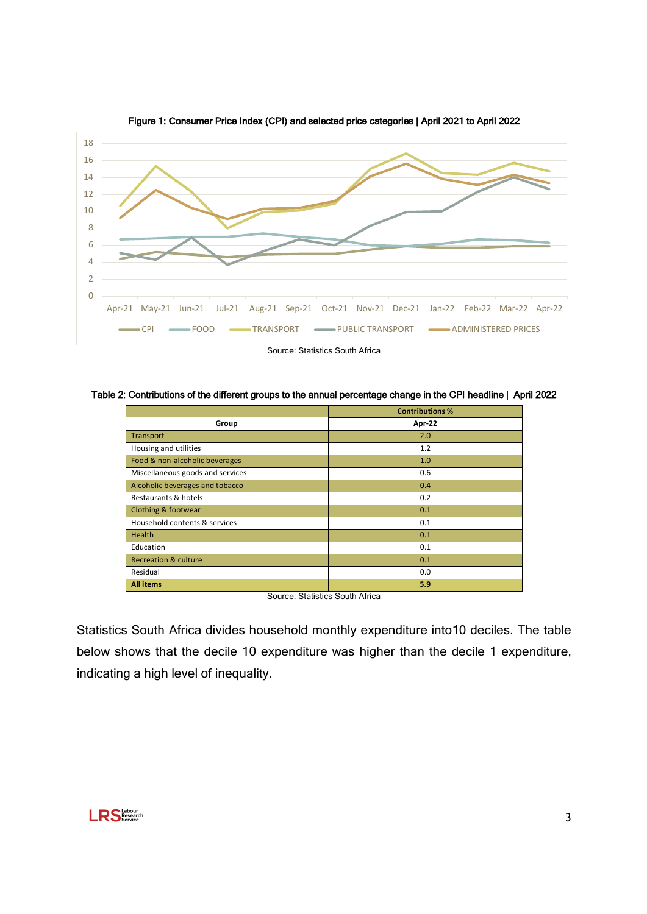**Figure 1: Consumer Price Index (CPI) and selected price categories | April 2021 to April 2022**

Source: Statistics South Africa

**Table 2: Contributions of the different groups to the annual percentage change in the CPI headline | April 2022**

| Group | Contributions % Apr-22 |
|---|---|
| Transport | 2.0 |
| Housing and utilities | 1.2 |
| Food & non-alcoholic beverages | 1.0 |
| Miscellaneous goods and services | 0.6 |
| Alcoholic beverages and tobacco | 0.4 |
| Restaurants & hotels | 0.2 |
| Clothing & footwear | 0.1 |
| Household contents & services | 0.1 |
| Health | 0.1 |
| Education | 0.1 |
| Recreation & culture | 0.1 |
| Residual | 0.0 |
| **All items** | **5.9** |

Source: Statistics South Africa

Statistics South Africa divides household monthly expenditure into10 deciles. The table below shows that the decile 10 expenditure was higher than the decile 1 expenditure, indicating a high level of inequality.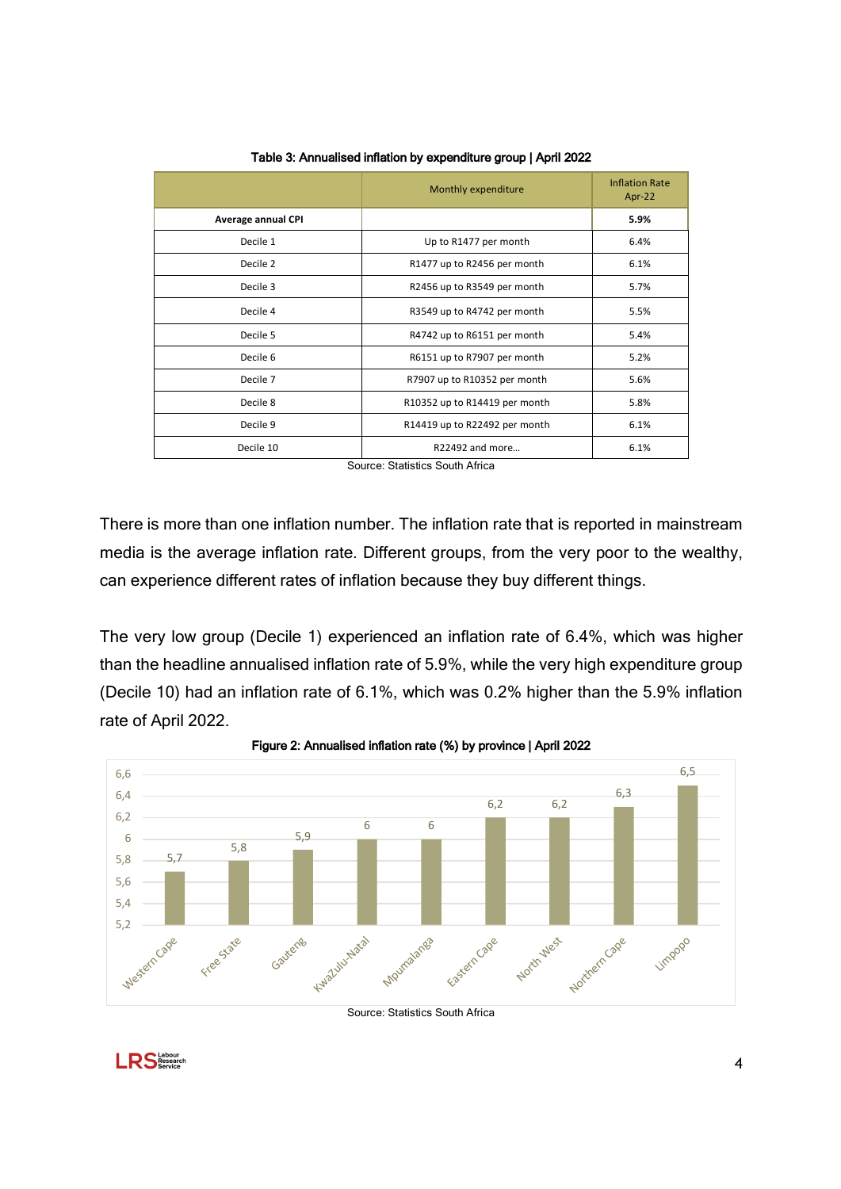**Table 3: Annualised inflation by expenditure group | April 2022**

| | Monthly expenditure | Inflation Rate Apr-22 |
|---|---|---|
| **Average annual CPI** | | **5.9%** |
| Decile 1 | Up to R1477 per month | 6.4% |
| Decile 2 | R1477 up to R2456 per month | 6.1% |
| Decile 3 | R2456 up to R3549 per month | 5.7% |
| Decile 4 | R3549 up to R4742 per month | 5.5% |
| Decile 5 | R4742 up to R6151 per month | 5.4% |
| Decile 6 | R6151 up to R7907 per month | 5.2% |
| Decile 7 | R7907 up to R10352 per month | 5.6% |
| Decile 8 | R10352 up to R14419 per month | 5.8% |
| Decile 9 | R14419 up to R22492 per month | 6.1% |
| Decile 10 | R22492 and more… | 6.1% |

Source: Statistics South Africa

There is more than one inflation number. The inflation rate that is reported in mainstream media is the average inflation rate. Different groups, from the very poor to the wealthy, can experience different rates of inflation because they buy different things.

The very low group (Decile 1) experienced an inflation rate of 6.4%, which was higher than the headline annualised inflation rate of 5.9%, while the very high expenditure group (Decile 10) had an inflation rate of 6.1%, which was 0.2% higher than the 5.9% inflation rate of April 2022.

**Figure 2: Annualised inflation rate (%) by province | April 2022**

| Province | Inflation rate (%) |
|---|---|
| Western Cape | 5,7 |
| Free State | 5,8 |
| Gauteng | 5,9 |
| KwaZulu-Natal | 6 |
| Mpumalanga | 6 |
| Eastern Cape | 6,2 |
| North West | 6,2 |
| Northern Cape | 6,3 |
| Limpopo | 6,5 |

Source: Statistics South Africa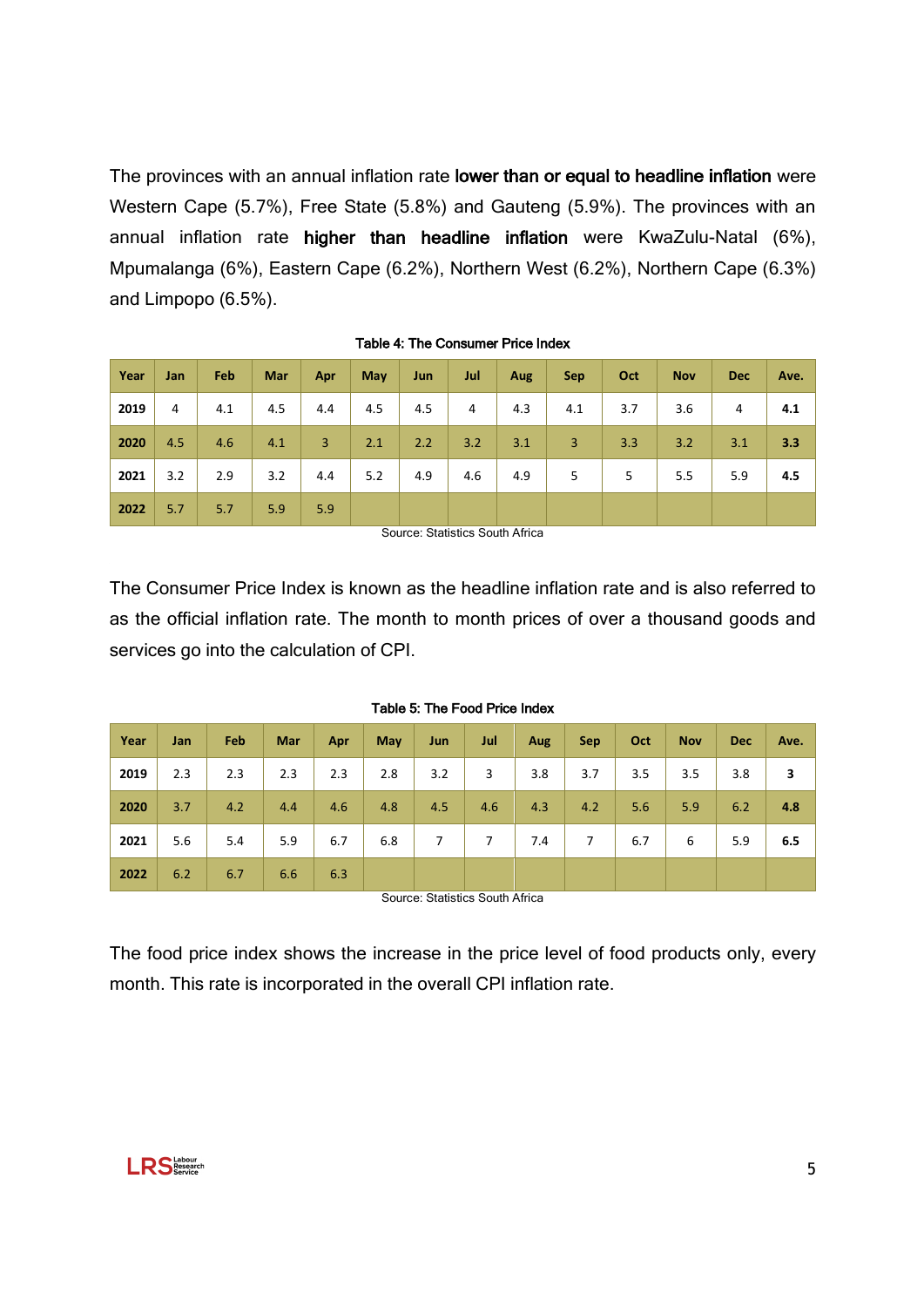The provinces with an annual inflation rate **lower than or equal to headline inflation** were Western Cape (5.7%), Free State (5.8%) and Gauteng (5.9%). The provinces with an annual inflation rate **higher than headline inflation** were KwaZulu-Natal (6%), Mpumalanga (6%), Eastern Cape (6.2%), Northern West (6.2%), Northern Cape (6.3%) and Limpopo (6.5%).

**Table 4: The Consumer Price Index**

| Year | Jan | Feb | Mar | Apr | May | Jun | Jul | Aug | Sep | Oct | Nov | Dec | Ave. |
|---|---|---|---|---|---|---|---|---|---|---|---|---|---|
| **2019** | 4 | 4.1 | 4.5 | 4.4 | 4.5 | 4.5 | 4 | 4.3 | 4.1 | 3.7 | 3.6 | 4 | **4.1** |
| **2020** | 4.5 | 4.6 | 4.1 | 3 | 2.1 | 2.2 | 3.2 | 3.1 | 3 | 3.3 | 3.2 | 3.1 | **3.3** |
| **2021** | 3.2 | 2.9 | 3.2 | 4.4 | 5.2 | 4.9 | 4.6 | 4.9 | 5 | 5 | 5.5 | 5.9 | **4.5** |
| **2022** | 5.7 | 5.7 | 5.9 | 5.9 | | | | | | | | | |

Source: Statistics South Africa

The Consumer Price Index is known as the headline inflation rate and is also referred to as the official inflation rate. The month to month prices of over a thousand goods and services go into the calculation of CPI.

**Table 5: The Food Price Index**

| Year | Jan | Feb | Mar | Apr | May | Jun | Jul | Aug | Sep | Oct | Nov | Dec | Ave. |
|---|---|---|---|---|---|---|---|---|---|---|---|---|---|
| **2019** | 2.3 | 2.3 | 2.3 | 2.3 | 2.8 | 3.2 | 3 | 3.8 | 3.7 | 3.5 | 3.5 | 3.8 | **3** |
| **2020** | 3.7 | 4.2 | 4.4 | 4.6 | 4.8 | 4.5 | 4.6 | 4.3 | 4.2 | 5.6 | 5.9 | 6.2 | **4.8** |
| **2021** | 5.6 | 5.4 | 5.9 | 6.7 | 6.8 | 7 | 7 | 7.4 | 7 | 6.7 | 6 | 5.9 | **6.5** |
| **2022** | 6.2 | 6.7 | 6.6 | 6.3 | | | | | | | | | |

Source: Statistics South Africa

The food price index shows the increase in the price level of food products only, every month. This rate is incorporated in the overall CPI inflation rate.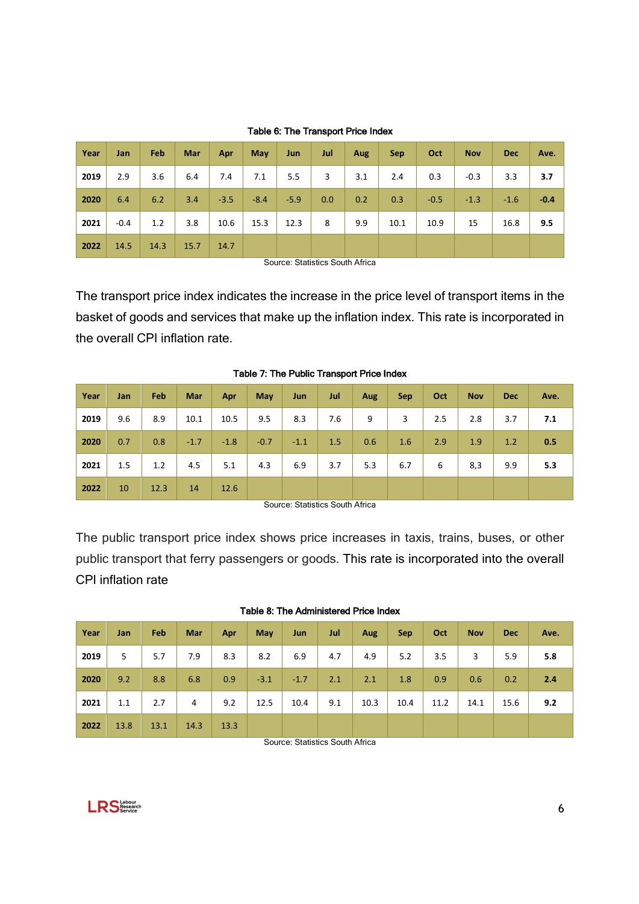Table 6: The Transport Price Index

| Year | Jan | Feb | Mar | Apr | May | Jun | Jul | Aug | Sep | Oct | Nov | Dec | Ave. |
|---|---|---|---|---|---|---|---|---|---|---|---|---|---|
| **2019** | 2.9 | 3.6 | 6.4 | 7.4 | 7.1 | 5.5 | 3 | 3.1 | 2.4 | 0.3 | -0.3 | 3.3 | **3.7** |
| **2020** | 6.4 | 6.2 | 3.4 | -3.5 | -8.4 | -5.9 | 0.0 | 0.2 | 0.3 | -0.5 | -1.3 | -1.6 | **-0.4** |
| **2021** | -0.4 | 1.2 | 3.8 | 10.6 | 15.3 | 12.3 | 8 | 9.9 | 10.1 | 10.9 | 15 | 16.8 | **9.5** |
| **2022** | 14.5 | 14.3 | 15.7 | 14.7 | | | | | | | | | |

Source: Statistics South Africa

The transport price index indicates the increase in the price level of transport items in the basket of goods and services that make up the inflation index. This rate is incorporated in the overall CPI inflation rate.

Table 7: The Public Transport Price Index

| Year | Jan | Feb | Mar | Apr | May | Jun | Jul | Aug | Sep | Oct | Nov | Dec | Ave. |
|---|---|---|---|---|---|---|---|---|---|---|---|---|---|
| **2019** | 9.6 | 8.9 | 10.1 | 10.5 | 9.5 | 8.3 | 7.6 | 9 | 3 | 2.5 | 2.8 | 3.7 | **7.1** |
| **2020** | 0.7 | 0.8 | -1.7 | -1.8 | -0.7 | -1.1 | 1.5 | 0.6 | 1.6 | 2.9 | 1.9 | 1.2 | **0.5** |
| **2021** | 1.5 | 1.2 | 4.5 | 5.1 | 4.3 | 6.9 | 3.7 | 5.3 | 6.7 | 6 | 8,3 | 9.9 | **5.3** |
| **2022** | 10 | 12.3 | 14 | 12.6 | | | | | | | | | |

Source: Statistics South Africa

The public transport price index shows price increases in taxis, trains, buses, or other public transport that ferry passengers or goods. This rate is incorporated into the overall CPI inflation rate

Table 8: The Administered Price Index

| Year | Jan | Feb | Mar | Apr | May | Jun | Jul | Aug | Sep | Oct | Nov | Dec | Ave. |
|---|---|---|---|---|---|---|---|---|---|---|---|---|---|
| **2019** | 5 | 5.7 | 7.9 | 8.3 | 8.2 | 6.9 | 4.7 | 4.9 | 5.2 | 3.5 | 3 | 5.9 | **5.8** |
| **2020** | 9.2 | 8.8 | 6.8 | 0.9 | -3.1 | -1.7 | 2.1 | 2.1 | 1.8 | 0.9 | 0.6 | 0.2 | **2.4** |
| **2021** | 1.1 | 2.7 | 4 | 9.2 | 12.5 | 10.4 | 9.1 | 10.3 | 10.4 | 11.2 | 14.1 | 15.6 | **9.2** |
| **2022** | 13.8 | 13.1 | 14.3 | 13.3 | | | | | | | | | |

Source: Statistics South Africa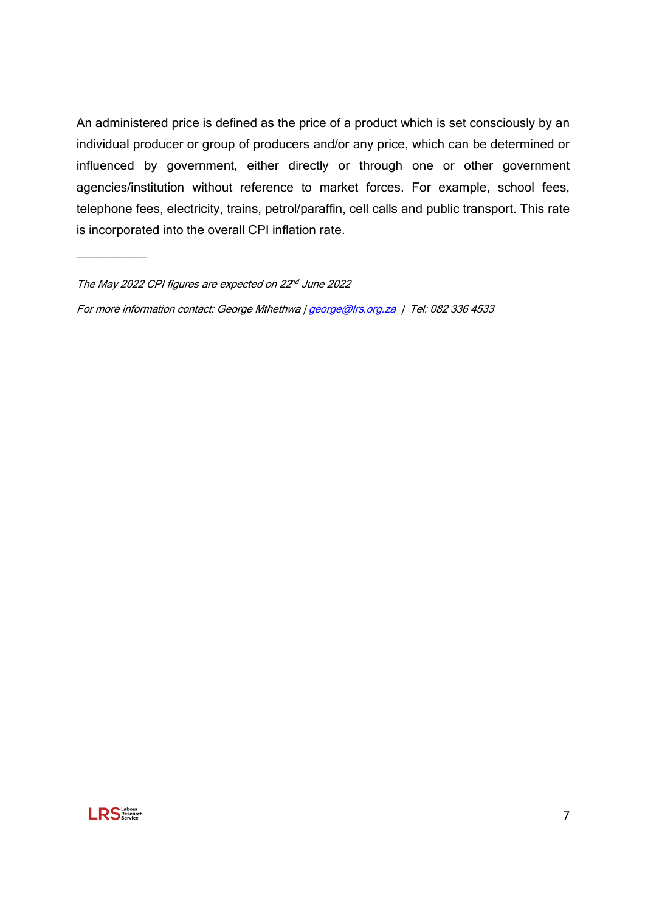An administered price is defined as the price of a product which is set consciously by an individual producer or group of producers and/or any price, which can be determined or influenced by government, either directly or through one or other government agencies/institution without reference to market forces. For example, school fees, telephone fees, electricity, trains, petrol/paraffin, cell calls and public transport. This rate is incorporated into the overall CPI inflation rate.

---

*The May 2022 CPI figures are expected on 22nd June 2022*

*For more information contact: George Mthethwa | [george@lrs.org.za](mailto:george@lrs.org.za) | Tel: 082 336 4533*